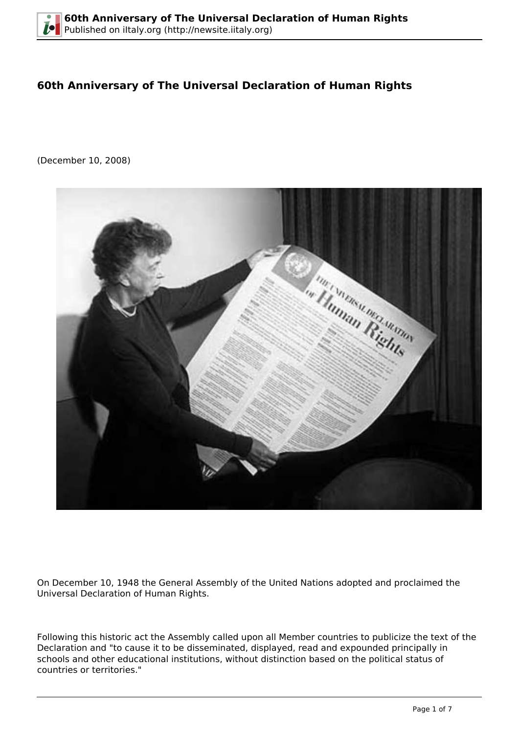# 60th Anniversary of The Universal Declaration of Human Rights

(December 10, 2008)

On December 10, 1948 the General Assembly of the United Nations adopted and proclaimed the Universal Declaration of Human Rights.

Following this historic act the Assembly called upon all Member countries to publicize the text of the Declaration and "to cause it to be disseminated, displayed, read and expounded principally in schools and other educational institutions, without distinction based on the political status of countries or territories."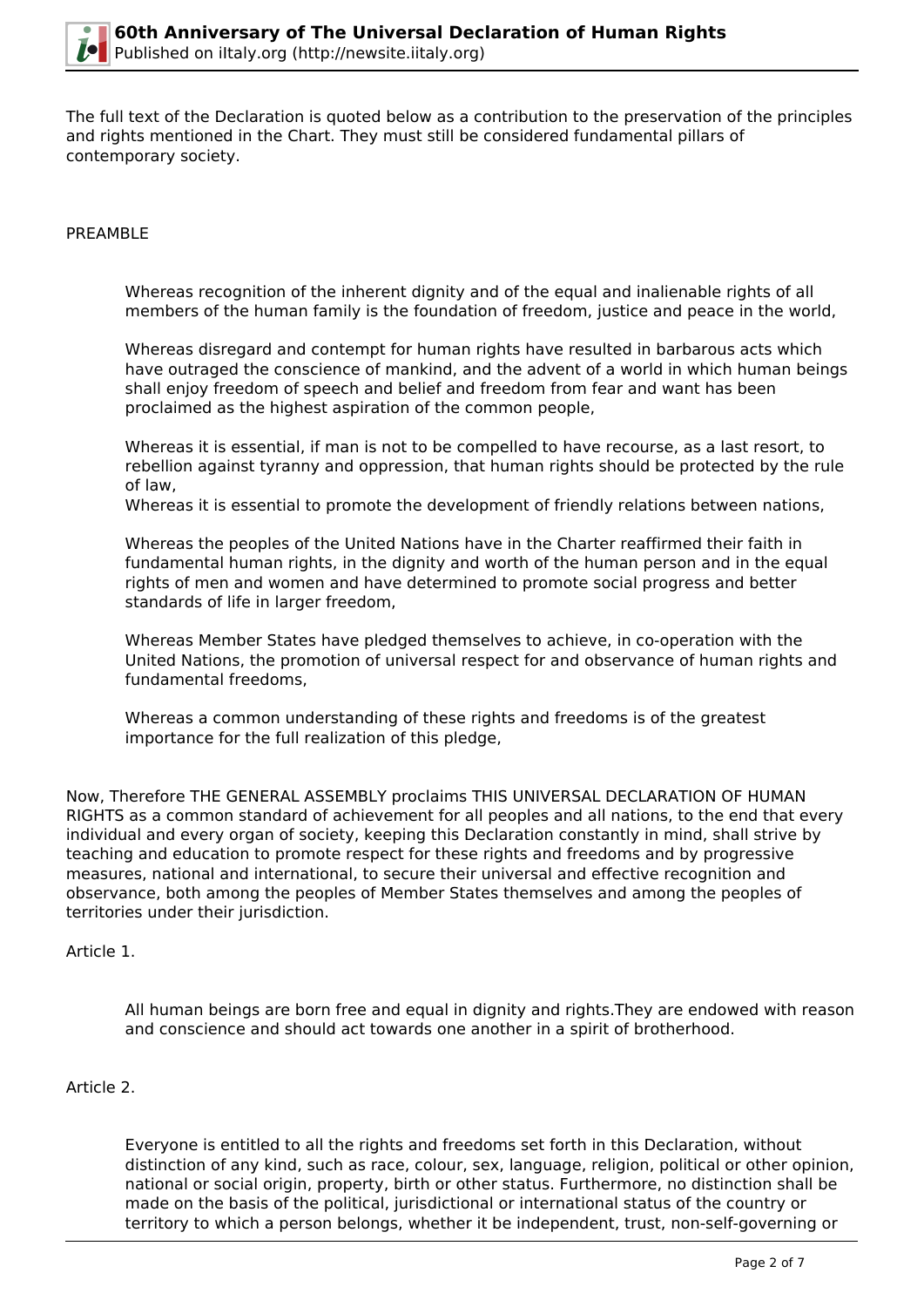The full text of the Declaration is quoted below as a contribution to the preservation of the principles and rights mentioned in the Chart. They must still be considered fundamental pillars of contemporary society.

PREAMBLE

> Whereas recognition of the inherent dignity and of the equal and inalienable rights of all members of the human family is the foundation of freedom, justice and peace in the world,
>
> Whereas disregard and contempt for human rights have resulted in barbarous acts which have outraged the conscience of mankind, and the advent of a world in which human beings shall enjoy freedom of speech and belief and freedom from fear and want has been proclaimed as the highest aspiration of the common people,
>
> Whereas it is essential, if man is not to be compelled to have recourse, as a last resort, to rebellion against tyranny and oppression, that human rights should be protected by the rule of law,
> Whereas it is essential to promote the development of friendly relations between nations,
>
> Whereas the peoples of the United Nations have in the Charter reaffirmed their faith in fundamental human rights, in the dignity and worth of the human person and in the equal rights of men and women and have determined to promote social progress and better standards of life in larger freedom,
>
> Whereas Member States have pledged themselves to achieve, in co-operation with the United Nations, the promotion of universal respect for and observance of human rights and fundamental freedoms,
>
> Whereas a common understanding of these rights and freedoms is of the greatest importance for the full realization of this pledge,

Now, Therefore THE GENERAL ASSEMBLY proclaims THIS UNIVERSAL DECLARATION OF HUMAN RIGHTS as a common standard of achievement for all peoples and all nations, to the end that every individual and every organ of society, keeping this Declaration constantly in mind, shall strive by teaching and education to promote respect for these rights and freedoms and by progressive measures, national and international, to secure their universal and effective recognition and observance, both among the peoples of Member States themselves and among the peoples of territories under their jurisdiction.

Article 1.

> All human beings are born free and equal in dignity and rights.They are endowed with reason and conscience and should act towards one another in a spirit of brotherhood.

Article 2.

> Everyone is entitled to all the rights and freedoms set forth in this Declaration, without distinction of any kind, such as race, colour, sex, language, religion, political or other opinion, national or social origin, property, birth or other status. Furthermore, no distinction shall be made on the basis of the political, jurisdictional or international status of the country or territory to which a person belongs, whether it be independent, trust, non-self-governing or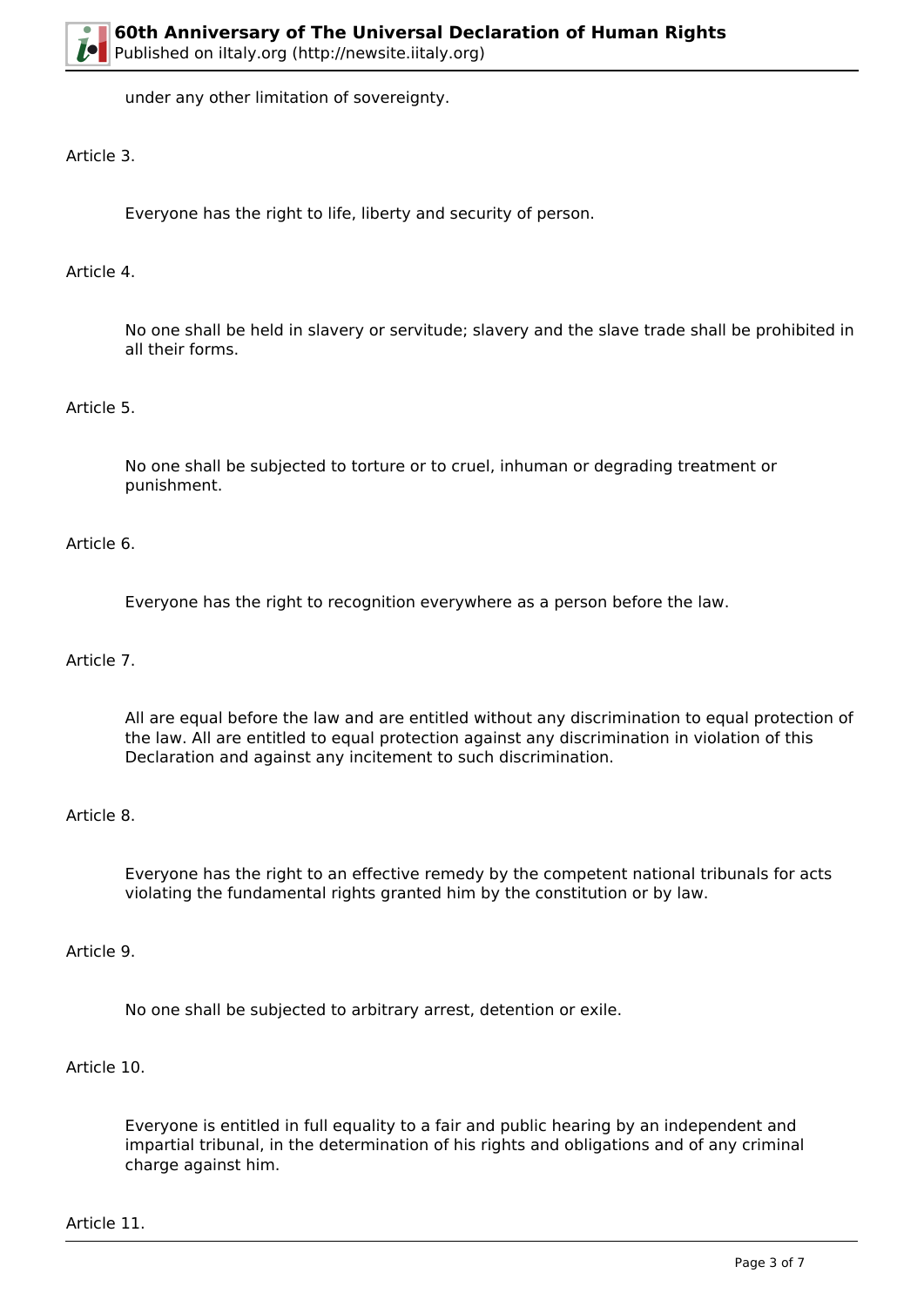under any other limitation of sovereignty.

Article 3.

Everyone has the right to life, liberty and security of person.

Article 4.

No one shall be held in slavery or servitude; slavery and the slave trade shall be prohibited in all their forms.

Article 5.

No one shall be subjected to torture or to cruel, inhuman or degrading treatment or punishment.

Article 6.

Everyone has the right to recognition everywhere as a person before the law.

Article 7.

All are equal before the law and are entitled without any discrimination to equal protection of the law. All are entitled to equal protection against any discrimination in violation of this Declaration and against any incitement to such discrimination.

Article 8.

Everyone has the right to an effective remedy by the competent national tribunals for acts violating the fundamental rights granted him by the constitution or by law.

Article 9.

No one shall be subjected to arbitrary arrest, detention or exile.

Article 10.

Everyone is entitled in full equality to a fair and public hearing by an independent and impartial tribunal, in the determination of his rights and obligations and of any criminal charge against him.

Article 11.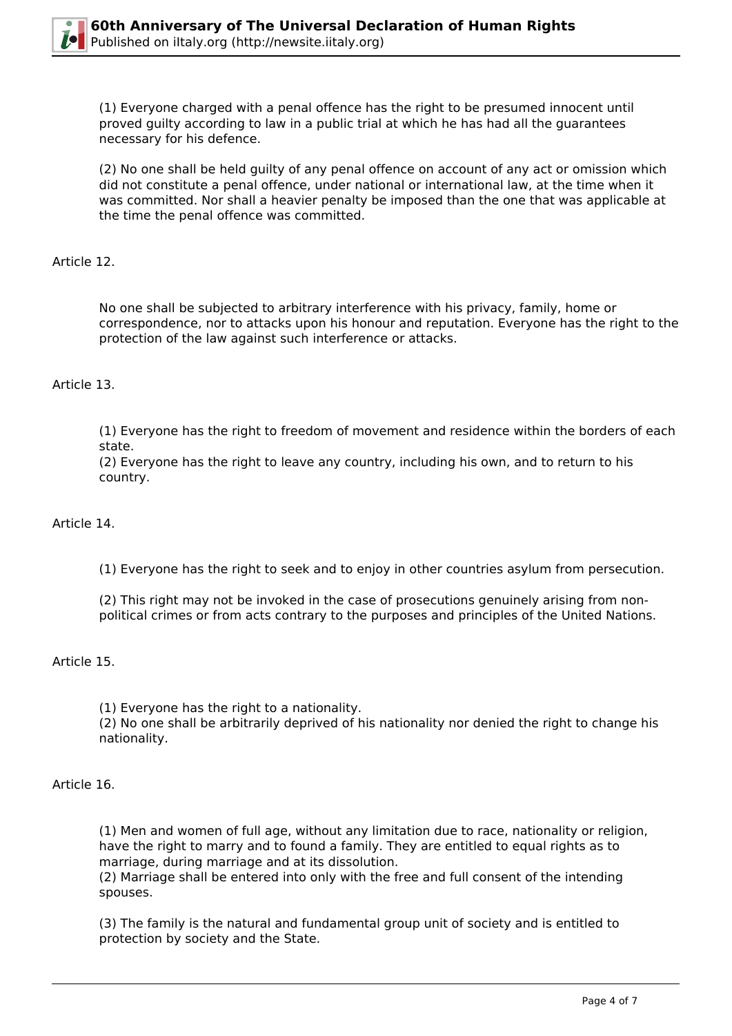(1) Everyone charged with a penal offence has the right to be presumed innocent until proved guilty according to law in a public trial at which he has had all the guarantees necessary for his defence.

(2) No one shall be held guilty of any penal offence on account of any act or omission which did not constitute a penal offence, under national or international law, at the time when it was committed. Nor shall a heavier penalty be imposed than the one that was applicable at the time the penal offence was committed.

Article 12.

No one shall be subjected to arbitrary interference with his privacy, family, home or correspondence, nor to attacks upon his honour and reputation. Everyone has the right to the protection of the law against such interference or attacks.

Article 13.

(1) Everyone has the right to freedom of movement and residence within the borders of each state.
(2) Everyone has the right to leave any country, including his own, and to return to his country.

Article 14.

(1) Everyone has the right to seek and to enjoy in other countries asylum from persecution.

(2) This right may not be invoked in the case of prosecutions genuinely arising from non-political crimes or from acts contrary to the purposes and principles of the United Nations.

Article 15.

(1) Everyone has the right to a nationality.
(2) No one shall be arbitrarily deprived of his nationality nor denied the right to change his nationality.

Article 16.

(1) Men and women of full age, without any limitation due to race, nationality or religion, have the right to marry and to found a family. They are entitled to equal rights as to marriage, during marriage and at its dissolution.
(2) Marriage shall be entered into only with the free and full consent of the intending spouses.

(3) The family is the natural and fundamental group unit of society and is entitled to protection by society and the State.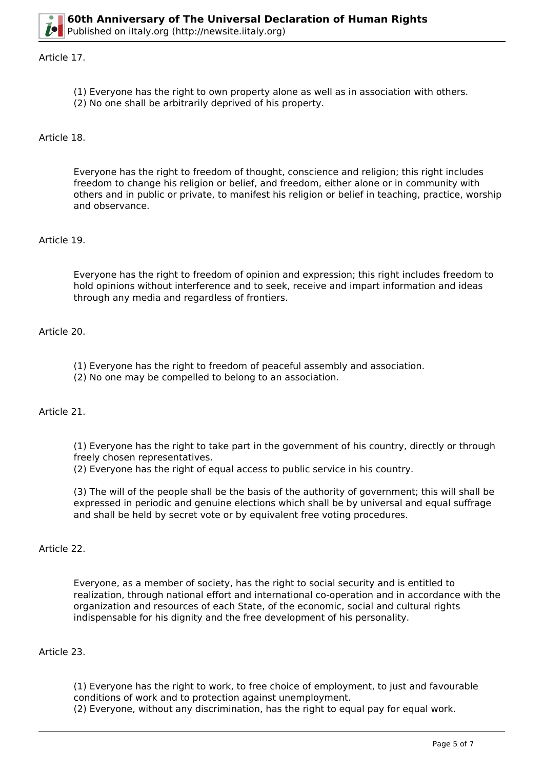Article 17.

(1) Everyone has the right to own property alone as well as in association with others.
(2) No one shall be arbitrarily deprived of his property.

Article 18.

Everyone has the right to freedom of thought, conscience and religion; this right includes freedom to change his religion or belief, and freedom, either alone or in community with others and in public or private, to manifest his religion or belief in teaching, practice, worship and observance.

Article 19.

Everyone has the right to freedom of opinion and expression; this right includes freedom to hold opinions without interference and to seek, receive and impart information and ideas through any media and regardless of frontiers.

Article 20.

(1) Everyone has the right to freedom of peaceful assembly and association.
(2) No one may be compelled to belong to an association.

Article 21.

(1) Everyone has the right to take part in the government of his country, directly or through freely chosen representatives.
(2) Everyone has the right of equal access to public service in his country.

(3) The will of the people shall be the basis of the authority of government; this will shall be expressed in periodic and genuine elections which shall be by universal and equal suffrage and shall be held by secret vote or by equivalent free voting procedures.

Article 22.

Everyone, as a member of society, has the right to social security and is entitled to realization, through national effort and international co-operation and in accordance with the organization and resources of each State, of the economic, social and cultural rights indispensable for his dignity and the free development of his personality.

Article 23.

(1) Everyone has the right to work, to free choice of employment, to just and favourable conditions of work and to protection against unemployment.
(2) Everyone, without any discrimination, has the right to equal pay for equal work.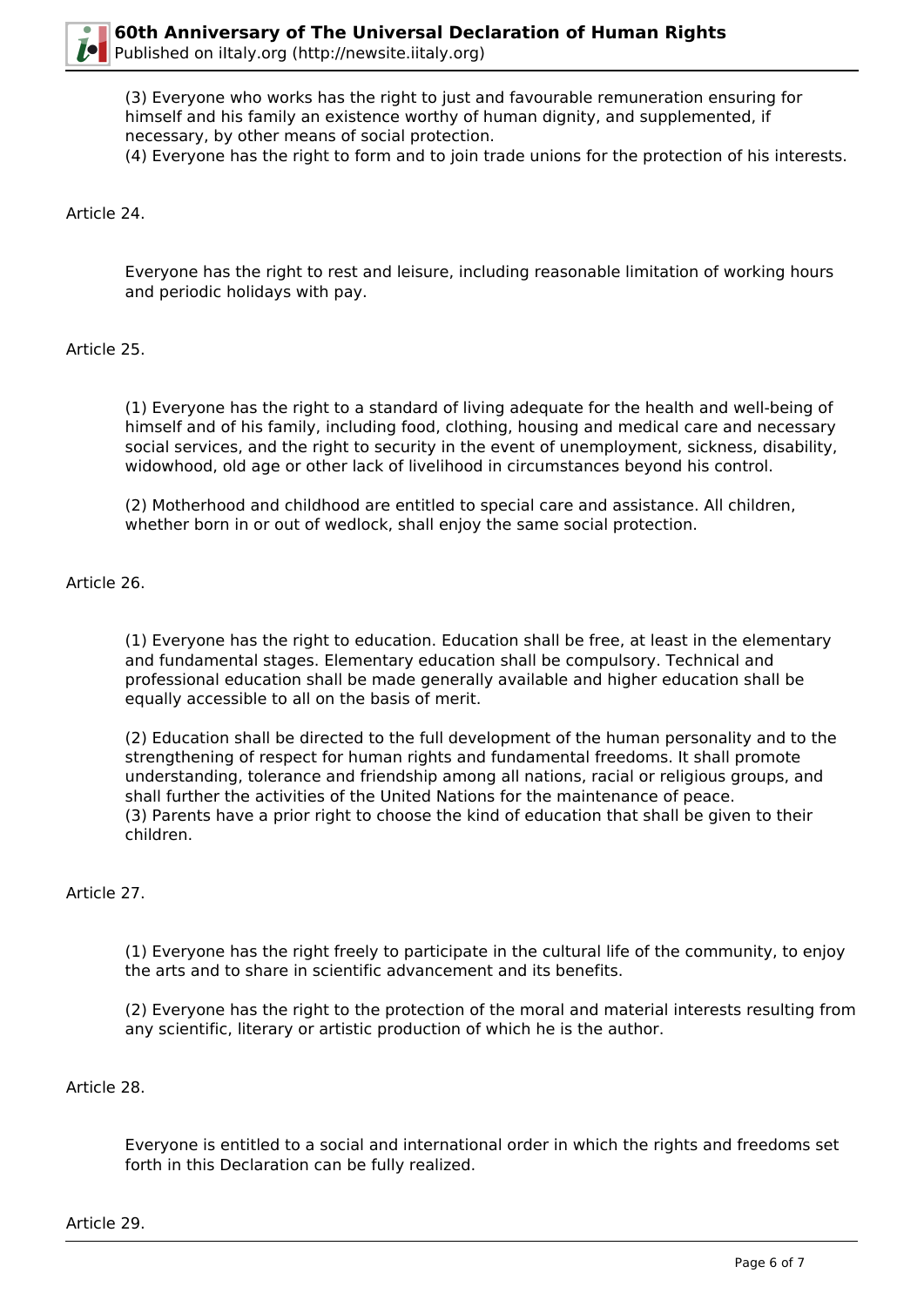(3) Everyone who works has the right to just and favourable remuneration ensuring for himself and his family an existence worthy of human dignity, and supplemented, if necessary, by other means of social protection.
(4) Everyone has the right to form and to join trade unions for the protection of his interests.

Article 24.

Everyone has the right to rest and leisure, including reasonable limitation of working hours and periodic holidays with pay.

Article 25.

(1) Everyone has the right to a standard of living adequate for the health and well-being of himself and of his family, including food, clothing, housing and medical care and necessary social services, and the right to security in the event of unemployment, sickness, disability, widowhood, old age or other lack of livelihood in circumstances beyond his control.

(2) Motherhood and childhood are entitled to special care and assistance. All children, whether born in or out of wedlock, shall enjoy the same social protection.

Article 26.

(1) Everyone has the right to education. Education shall be free, at least in the elementary and fundamental stages. Elementary education shall be compulsory. Technical and professional education shall be made generally available and higher education shall be equally accessible to all on the basis of merit.

(2) Education shall be directed to the full development of the human personality and to the strengthening of respect for human rights and fundamental freedoms. It shall promote understanding, tolerance and friendship among all nations, racial or religious groups, and shall further the activities of the United Nations for the maintenance of peace.
(3) Parents have a prior right to choose the kind of education that shall be given to their children.

Article 27.

(1) Everyone has the right freely to participate in the cultural life of the community, to enjoy the arts and to share in scientific advancement and its benefits.

(2) Everyone has the right to the protection of the moral and material interests resulting from any scientific, literary or artistic production of which he is the author.

Article 28.

Everyone is entitled to a social and international order in which the rights and freedoms set forth in this Declaration can be fully realized.

Article 29.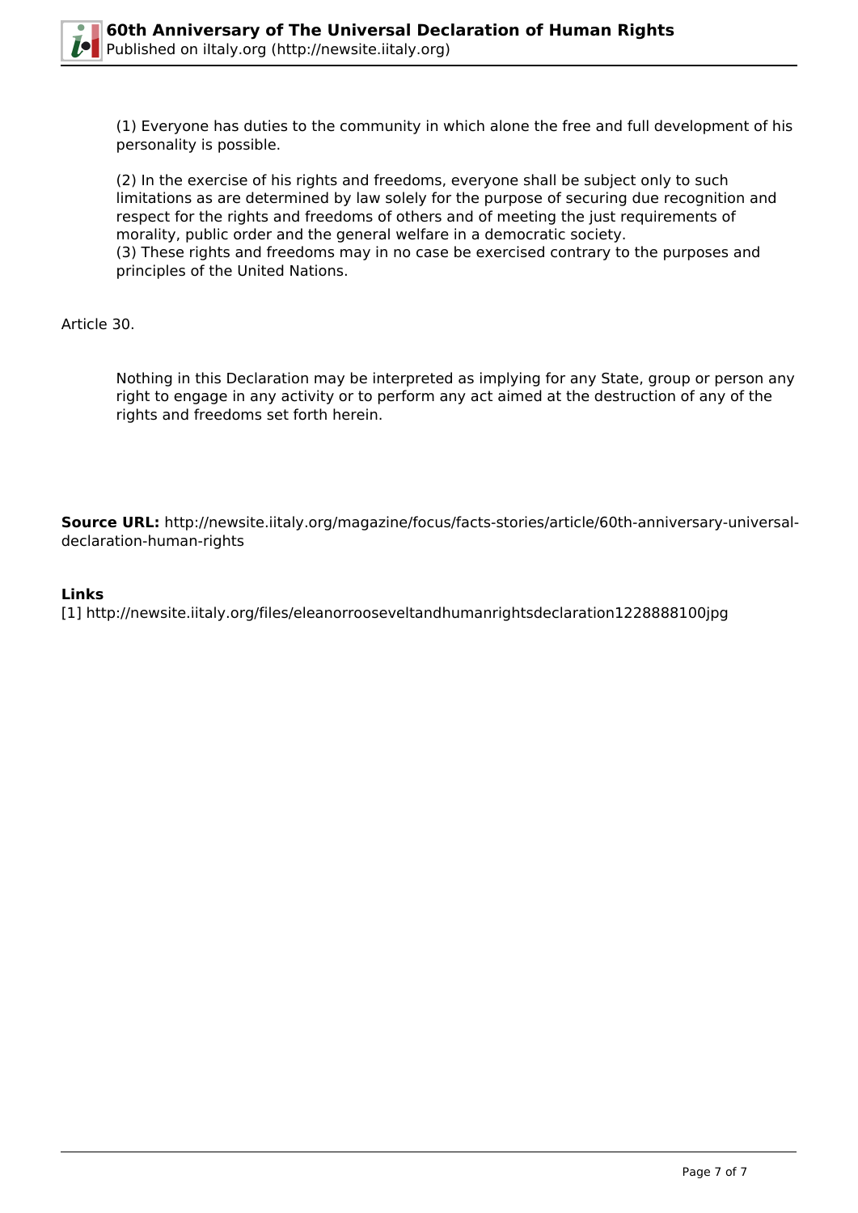(1) Everyone has duties to the community in which alone the free and full development of his personality is possible.

(2) In the exercise of his rights and freedoms, everyone shall be subject only to such limitations as are determined by law solely for the purpose of securing due recognition and respect for the rights and freedoms of others and of meeting the just requirements of morality, public order and the general welfare in a democratic society.
(3) These rights and freedoms may in no case be exercised contrary to the purposes and principles of the United Nations.

Article 30.

Nothing in this Declaration may be interpreted as implying for any State, group or person any right to engage in any activity or to perform any act aimed at the destruction of any of the rights and freedoms set forth herein.

**Source URL:** http://newsite.iitaly.org/magazine/focus/facts-stories/article/60th-anniversary-universal-declaration-human-rights

**Links**
[1] http://newsite.iitaly.org/files/eleanorrooseveltandhumanrightsdeclaration1228888100jpg